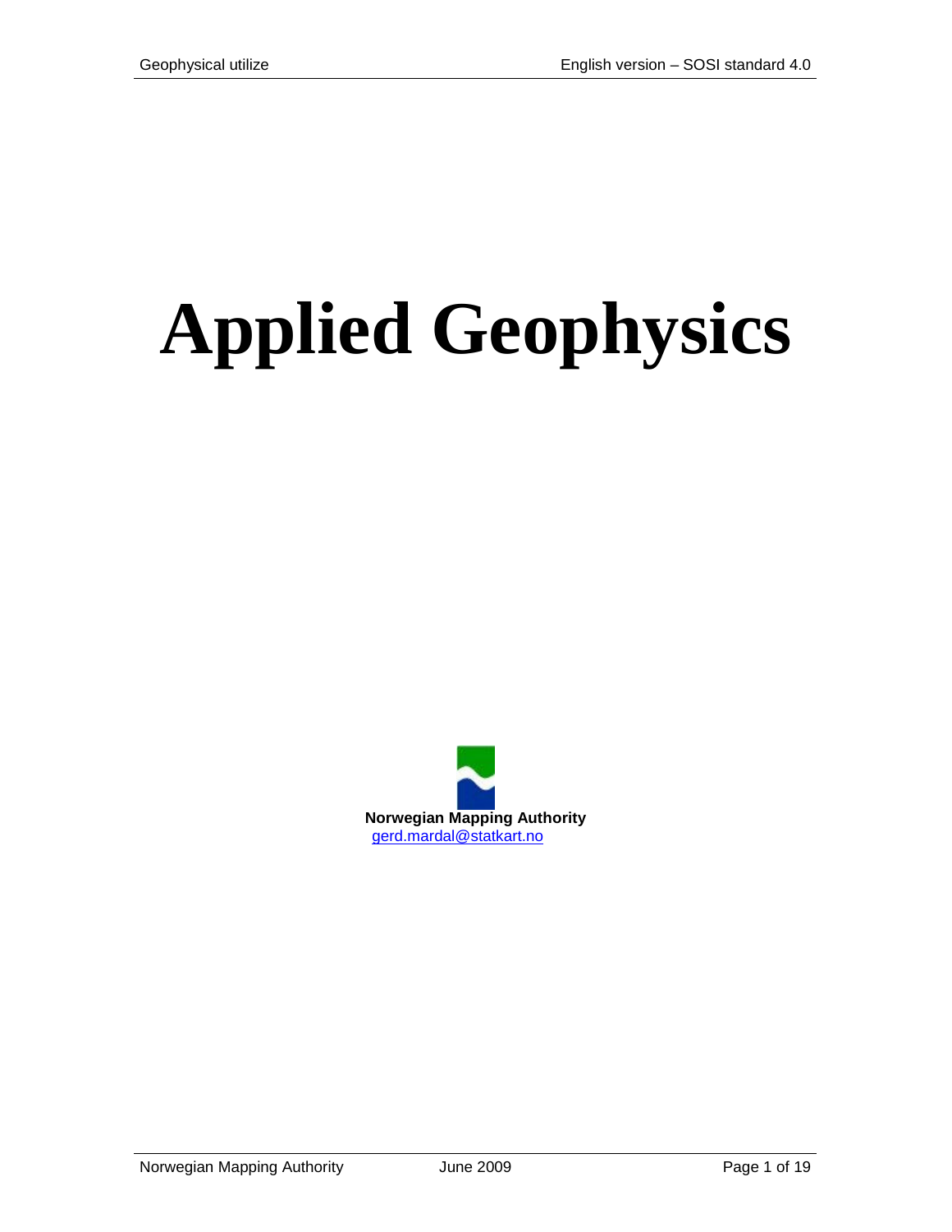# Applied Geophysics

**Norwegian Mapping Authority**
gerd.mardal@statkart.no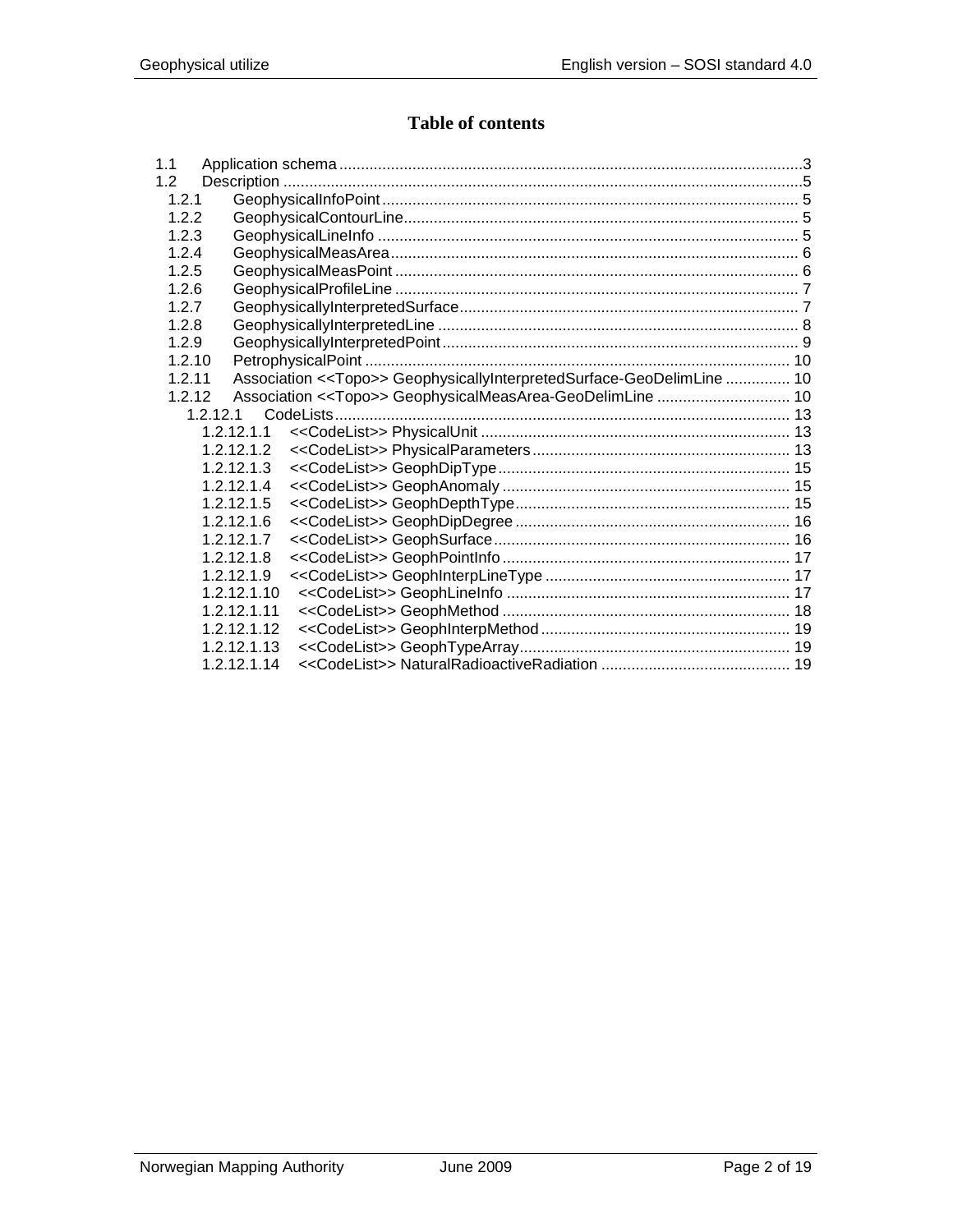# Table of contents

- 1.1 Application schema ........ 3
- 1.2 Description ........ 5
  - 1.2.1 GeophysicalInfoPoint ........ 5
  - 1.2.2 GeophysicalContourLine ........ 5
  - 1.2.3 GeophysicalLineInfo ........ 5
  - 1.2.4 GeophysicalMeasArea ........ 6
  - 1.2.5 GeophysicalMeasPoint ........ 6
  - 1.2.6 GeophysicalProfileLine ........ 7
  - 1.2.7 GeophysicallyInterpretedSurface ........ 7
  - 1.2.8 GeophysicallyInterpretedLine ........ 8
  - 1.2.9 GeophysicallyInterpretedPoint ........ 9
  - 1.2.10 PetrophysicalPoint ........ 10
  - 1.2.11 Association <<Topo>> GeophysicallyInterpretedSurface-GeoDelimLine ........ 10
  - 1.2.12 Association <<Topo>> GeophysicalMeasArea-GeoDelimLine ........ 10
    - 1.2.12.1 CodeLists ........ 13
      - 1.2.12.1.1 <<CodeList>> PhysicalUnit ........ 13
      - 1.2.12.1.2 <<CodeList>> PhysicalParameters ........ 13
      - 1.2.12.1.3 <<CodeList>> GeophDipType ........ 15
      - 1.2.12.1.4 <<CodeList>> GeophAnomaly ........ 15
      - 1.2.12.1.5 <<CodeList>> GeophDepthType ........ 15
      - 1.2.12.1.6 <<CodeList>> GeophDipDegree ........ 16
      - 1.2.12.1.7 <<CodeList>> GeophSurface ........ 16
      - 1.2.12.1.8 <<CodeList>> GeophPointInfo ........ 17
      - 1.2.12.1.9 <<CodeList>> GeophInterpLineType ........ 17
      - 1.2.12.1.10 <<CodeList>> GeophLineInfo ........ 17
      - 1.2.12.1.11 <<CodeList>> GeophMethod ........ 18
      - 1.2.12.1.12 <<CodeList>> GeophInterpMethod ........ 19
      - 1.2.12.1.13 <<CodeList>> GeophTypeArray ........ 19
      - 1.2.12.1.14 <<CodeList>> NaturalRadioactiveRadiation ........ 19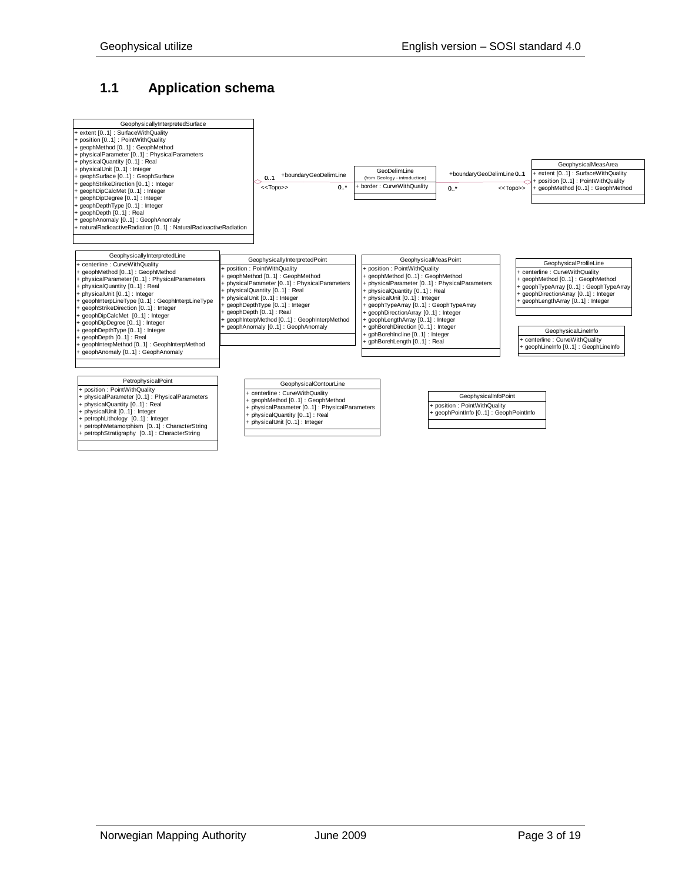## 1.1 Application schema

**GeophysicallyInterpretedSurface**

+ extent [0..1] : SurfaceWithQuality
+ position [0..1] : PointWithQuality
+ geophMethod [0..1] : GeophMethod
+ physicalParameter [0..1] : PhysicalParameters
+ physicalQuantity [0..1] : Real
+ physicalUnit [0..1] : Integer
+ geophSurface [0..1] : GeophSurface
+ geophStrikeDirection [0..1] : Integer
+ geophDipCalcMet [0..1] : Integer
+ geophDipDegree [0..1] : Integer
+ geophDepthType [0..1] : Integer
+ geophDepth [0..1] : Real
+ geophAnomaly [0..1] : GeophAnomaly
+ naturalRadioactiveRadiation [0..1] : NaturalRadioactiveRadiation

0..1 +boundaryGeoDelimLine <<Topo>> 0..*

**GeoDelimLine** (from Geology - introduction)

+ border : CurveWithQuality

+boundaryGeoDelimLine 0..1 <<Topo>> 0..*

**GeophysicalMeasArea**

+ extent [0..1] : SurfaceWithQuality
+ position [0..1] : PointWithQuality
+ geophMethod [0..1] : GeophMethod

**GeophysicallyInterpretedLine**

+ centerline : CurveWithQuality
+ geophMethod [0..1] : GeophMethod
+ physicalParameter [0..1] : PhysicalParameters
+ physicalQuantity [0..1] : Real
+ physicalUnit [0..1] : Integer
+ geophInterpLineType [0..1] : GeophInterpLineType
+ geophStrikeDirection [0..1] : Integer
+ geophDipCalcMet [0..1] : Integer
+ geophDipDegree [0..1] : Integer
+ geophDepthType [0..1] : Integer
+ geophDepth [0..1] : Real
+ geophInterpMethod [0..1] : GeophInterpMethod
+ geophAnomaly [0..1] : GeophAnomaly

**GeophysicallyInterpretedPoint**

+ position : PointWithQuality
+ geophMethod [0..1] : GeophMethod
+ physicalParameter [0..1] : PhysicalParameters
+ physicalQuantity [0..1] : Real
+ physicalUnit [0..1] : Integer
+ geophDepthType [0..1] : Integer
+ geophDepth [0..1] : Real
+ geophInterpMethod [0..1] : GeophInterpMethod
+ geophAnomaly [0..1] : GeophAnomaly

**GeophysicalMeasPoint**

+ position : PointWithQuality
+ geophMethod [0..1] : GeophMethod
+ physicalParameter [0..1] : PhysicalParameters
+ physicalQuantity [0..1] : Real
+ physicalUnit [0..1] : Integer
+ geophTypeArray [0..1] : GeophTypeArray
+ geophDirectionArray [0..1] : Integer
+ geophLengthArray [0..1] : Integer
+ gphBorehDirection [0..1] : Integer
+ gphBorehIncline [0..1] : Integer
+ gphBorehLength [0..1] : Real

**GeophysicalProfileLine**

+ centerline : CurveWithQuality
+ geophMethod [0..1] : GeophMethod
+ geophTypeArray [0..1] : GeophTypeArray
+ geophDirectionArray [0..1] : Integer
+ geophLengthArray [0..1] : Integer

**GeophysicalLineInfo**

+ centerline : CurveWithQuality
+ geophLineInfo [0..1] : GeophLineInfo

**PetrophysicalPoint**

+ position : PointWithQuality
+ physicalParameter [0..1] : PhysicalParameters
+ physicalQuantity [0..1] : Real
+ physicalUnit [0..1] : Integer
+ petrophLithology [0..1] : Integer
+ petrophMetamorphism [0..1] : CharacterString
+ petrophStratigraphy [0..1] : CharacterString

**GeophysicalContourLine**

+ centerline : CurveWithQuality
+ geophMethod [0..1] : GeophMethod
+ physicalParameter [0..1] : PhysicalParameters
+ physicalQuantity [0..1] : Real
+ physicalUnit [0..1] : Integer

**GeophysicalInfoPoint**

+ position : PointWithQuality
+ geophPointInfo [0..1] : GeophPointInfo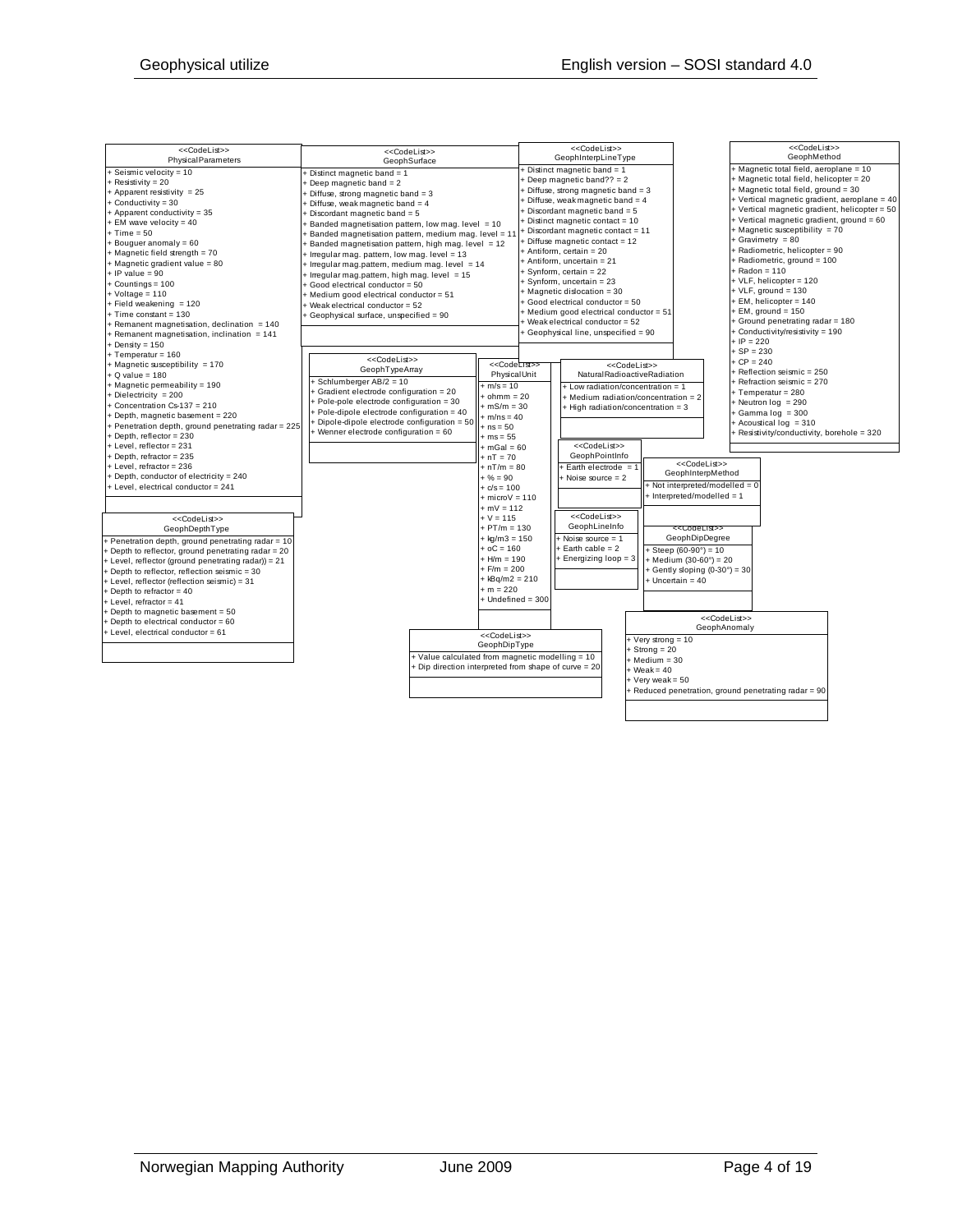**<<CodeList>> PhysicalParameters**

- Seismic velocity = 10
- Resistivity = 20
- Apparent resistivity = 25
- Conductivity = 30
- Apparent conductivity = 35
- EM wave velocity = 40
- Time = 50
- Bouguer anomaly = 60
- Magnetic field strength = 70
- Magnetic gradient value = 80
- IP value = 90
- Countings = 100
- Voltage = 110
- Field weakening = 120
- Time constant = 130
- Remanent magnetisation, declination = 140
- Remanent magnetisation, inclination = 141
- Density = 150
- Temperatur = 160
- Magnetic susceptibility = 170
- Q value = 180
- Magnetic permeability = 190
- Dielectricity = 200
- Concentration Cs-137 = 210
- Depth, magnetic basement = 220
- Penetration depth, ground penetrating radar = 225
- Depth, reflector = 230
- Level, reflector = 231
- Depth, refractor = 235
- Level, refractor = 236
- Depth, conductor of electricity = 240
- Level, electrical conductor = 241

**<<CodeList>> GeophSurface**

- Distinct magnetic band = 1
- Deep magnetic band = 2
- Diffuse, strong magnetic band = 3
- Diffuse, weak magnetic band = 4
- Discordant magnetic band = 5
- Banded magnetisation pattern, low mag. level = 10
- Banded magnetisation pattern, medium mag. level = 11
- Banded magnetisation pattern, high mag. level = 12
- Irregular mag. pattern, low mag. level = 13
- Irregular mag.pattern, medium mag. level = 14
- Irregular mag.pattern, high mag. level = 15
- Good electrical conductor = 50
- Medium good electrical conductor = 51
- Weak electrical conductor = 52
- Geophysical surface, unspecified = 90

**<<CodeList>> GeophInterpLineType**

- Distinct magnetic band = 1
- Deep magnetic band?? = 2
- Diffuse, strong magnetic band = 3
- Diffuse, weak magnetic band = 4
- Discordant magnetic band = 5
- Distinct magnetic contact = 10
- Discordant magnetic contact = 11
- Diffuse magnetic contact = 12
- Antiform, certain = 20
- Antiform, uncertain = 21
- Synform, certain = 22
- Synform, uncertain = 23
- Magnetic dislocation = 30
- Good electrical conductor = 50
- Medium good electrical conductor = 51
- Weak electrical conductor = 52
- Geophysical line, unspecified = 90

**<<CodeList>> GeophMethod**

- Magnetic total field, aeroplane = 10
- Magnetic total field, helicopter = 20
- Magnetic total field, ground = 30
- Vertical magnetic gradient, aeroplane = 40
- Vertical magnetic gradient, helicopter = 50
- Vertical magnetic gradient, ground = 60
- Magnetic susceptibility = 70
- Gravimetry = 80
- Radiometric, helicopter = 90
- Radiometric, ground = 100
- Radon = 110
- VLF, helicopter = 120
- VLF, ground = 130
- EM, helicopter = 140
- EM, ground = 150
- Ground penetrating radar = 180
- Conductivity/resistivity = 190
- IP = 220
- SP = 230
- CP = 240
- Reflection seismic = 250
- Refraction seismic = 270
- Temperatur = 280
- Neutron log = 290
- Gamma log = 300
- Acoustical log = 310
- Resistivity/conductivity, borehole = 320

**<<CodeList>> GeophTypeArray**

- Schlumberger AB/2 = 10
- Gradient electrode configuration = 20
- Pole-pole electrode configuration = 30
- Pole-dipole electrode configuration = 40
- Dipole-dipole electrode configuration = 50
- Wenner electrode configuration = 60

**<<CodeList>> PhysicalUnit**

- m/s = 10
- ohmm = 20
- mS/m = 30
- m/ns = 40
- ns = 50
- ms = 55
- mGal = 60
- nT = 70
- nT/m = 80
- % = 90
- c/s = 100
- microV = 110
- mV = 112
- V = 115
- PT/m = 130
- kg/m3 = 150
- oC = 160
- H/m = 190
- F/m = 200
- kBq/m2 = 210
- m = 220
- Undefined = 300

**<<CodeList>> NaturalRadioactiveRadiation**

- Low radiation/concentration = 1
- Medium radiation/concentration = 2
- High radiation/concentration = 3

**<<CodeList>> GeophPointInfo**

- Earth electrode = 1
- Noise source = 2

**<<CodeList>> GeophInterpMethod**

- Not interpreted/modelled = 0
- Interpreted/modelled = 1

**<<CodeList>> GeophLineInfo**

- Noise source = 1
- Earth cable = 2
- Energizing loop = 3

**<<CodeList>> GeophDipDegree**

- Steep (60-90°) = 10
- Medium (30-60°) = 20
- Gently sloping (0-30°) = 30
- Uncertain = 40

**<<CodeList>> GeophDepthType**

- Penetration depth, ground penetrating radar = 10
- Depth to reflector, ground penetrating radar = 20
- Level, reflector (ground penetrating radar)) = 21
- Depth to reflector, reflection seismic = 30
- Level, reflector (reflection seismic) = 31
- Depth to refractor = 40
- Level, refractor = 41
- Depth to magnetic basement = 50
- Depth to electrical conductor = 60
- Level, electrical conductor = 61

**<<CodeList>> GeophDipType**

- Value calculated from magnetic modelling = 10
- Dip direction interpreted from shape of curve = 20

**<<CodeList>> GeophAnomaly**

- Very strong = 10
- Strong = 20
- Medium = 30
- Weak = 40
- Very weak = 50
- Reduced penetration, ground penetrating radar = 90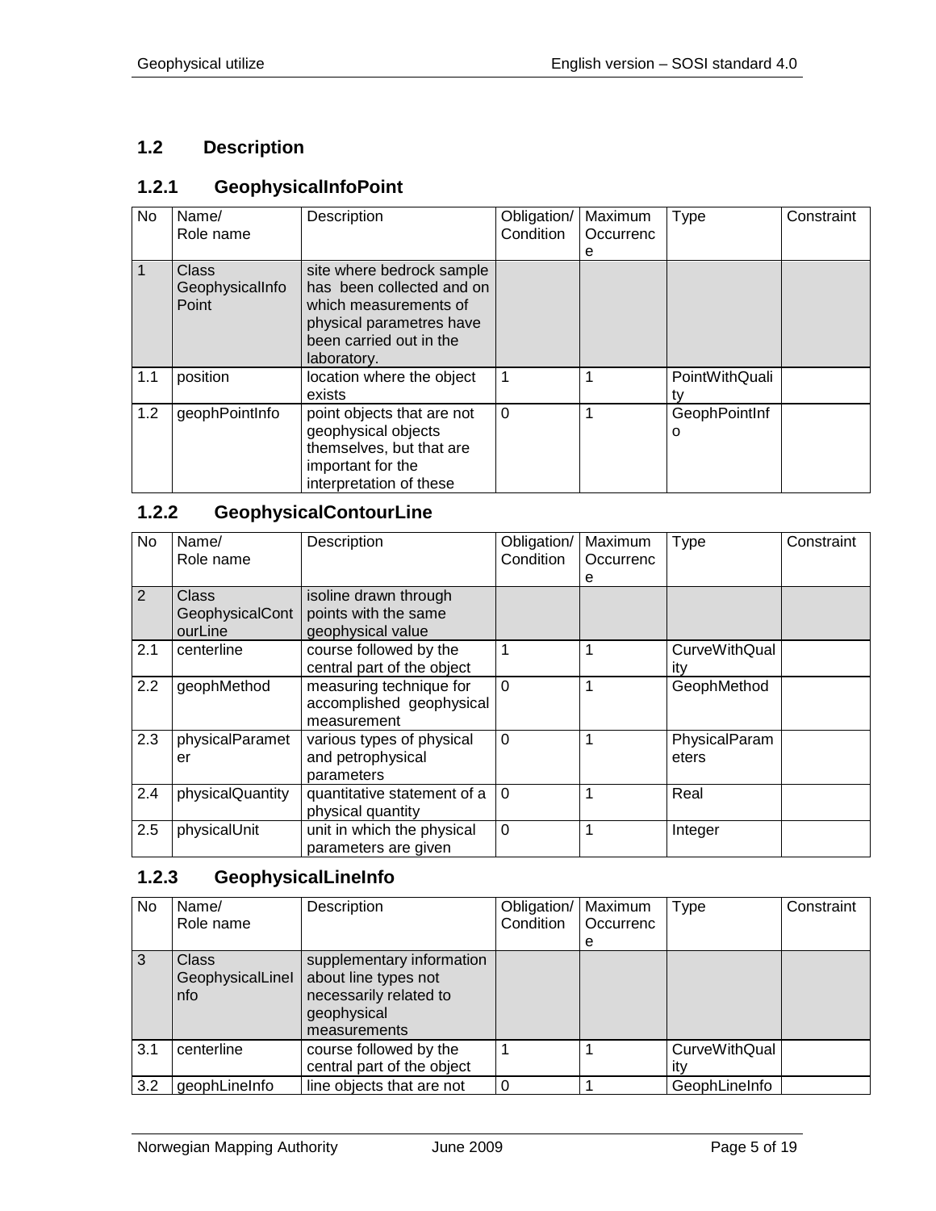## 1.2 Description

### 1.2.1 GeophysicalInfoPoint

| No | Name/ Role name | Description | Obligation/ Condition | Maximum Occurrence | Type | Constraint |
|---|---|---|---|---|---|---|
| 1 | Class GeophysicalInfoPoint | site where bedrock sample has been collected and on which measurements of physical parametres have been carried out in the laboratory. | | | | |
| 1.1 | position | location where the object exists | 1 | 1 | PointWithQuality | |
| 1.2 | geophPointInfo | point objects that are not geophysical objects themselves, but that are important for the interpretation of these | 0 | 1 | GeophPointInfo | |

### 1.2.2 GeophysicalContourLine

| No | Name/ Role name | Description | Obligation/ Condition | Maximum Occurrence | Type | Constraint |
|---|---|---|---|---|---|---|
| 2 | Class GeophysicalContourLine | isoline drawn through points with the same geophysical value | | | | |
| 2.1 | centerline | course followed by the central part of the object | 1 | 1 | CurveWithQuality | |
| 2.2 | geophMethod | measuring technique for accomplished geophysical measurement | 0 | 1 | GeophMethod | |
| 2.3 | physicalParameter | various types of physical and petrophysical parameters | 0 | 1 | PhysicalParameters | |
| 2.4 | physicalQuantity | quantitative statement of a physical quantity | 0 | 1 | Real | |
| 2.5 | physicalUnit | unit in which the physical parameters are given | 0 | 1 | Integer | |

### 1.2.3 GeophysicalLineInfo

| No | Name/ Role name | Description | Obligation/ Condition | Maximum Occurrence | Type | Constraint |
|---|---|---|---|---|---|---|
| 3 | Class GeophysicalLineInfo | supplementary information about line types not necessarily related to geophysical measurements | | | | |
| 3.1 | centerline | course followed by the central part of the object | 1 | 1 | CurveWithQuality | |
| 3.2 | geophLineInfo | line objects that are not | 0 | 1 | GeophLineInfo | |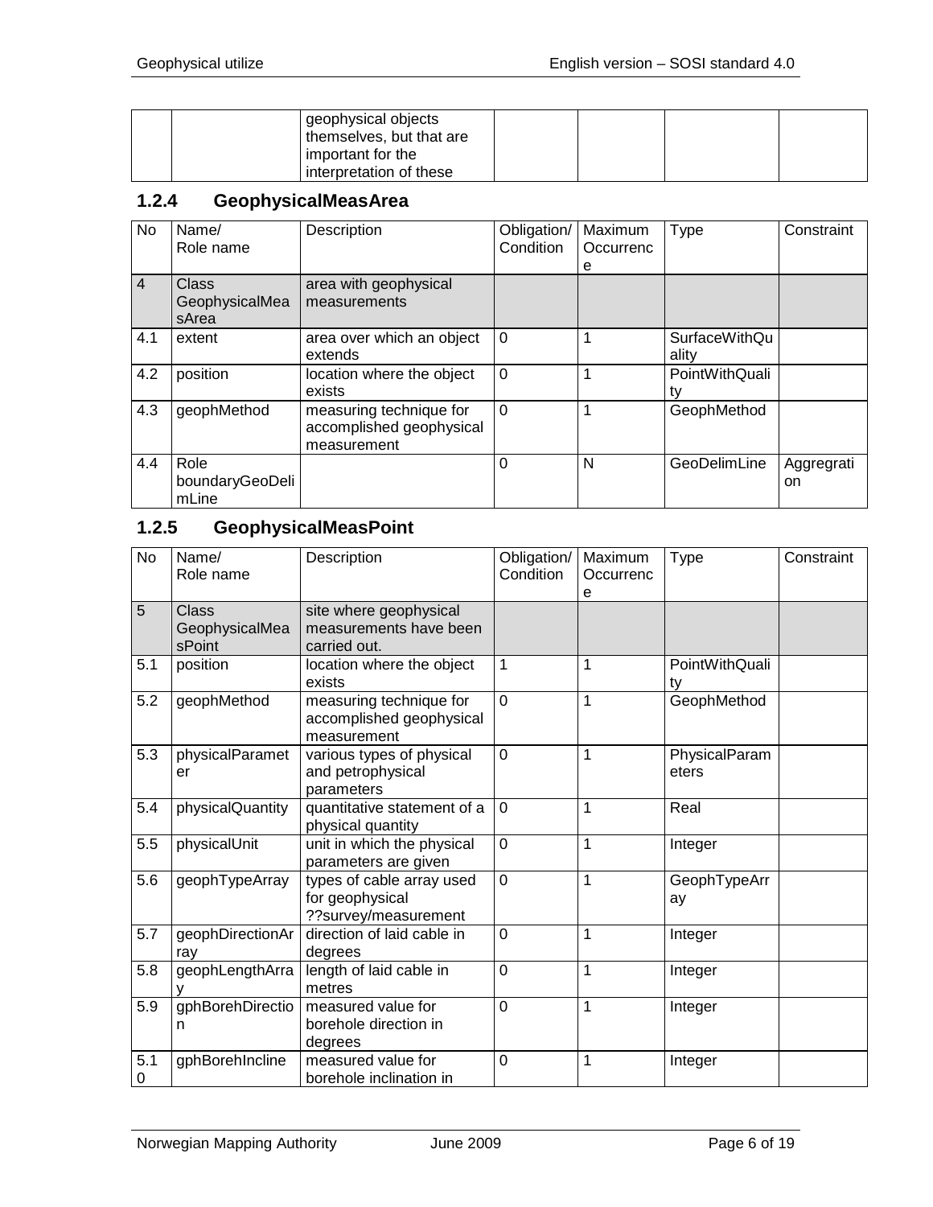| | | geophysical objects themselves, but that are important for the interpretation of these | | | | |
|---|---|---|---|---|---|---|

### 1.2.4 GeophysicalMeasArea

| No | Name/ Role name | Description | Obligation/ Condition | Maximum Occurrence | Type | Constraint |
|---|---|---|---|---|---|---|
| 4 | Class GeophysicalMeasArea | area with geophysical measurements | | | | |
| 4.1 | extent | area over which an object extends | 0 | 1 | SurfaceWithQuality | |
| 4.2 | position | location where the object exists | 0 | 1 | PointWithQuality | |
| 4.3 | geophMethod | measuring technique for accomplished geophysical measurement | 0 | 1 | GeophMethod | |
| 4.4 | Role boundaryGeoDelimLine | | 0 | N | GeoDelimLine | Aggregration |

### 1.2.5 GeophysicalMeasPoint

| No | Name/ Role name | Description | Obligation/ Condition | Maximum Occurrence | Type | Constraint |
|---|---|---|---|---|---|---|
| 5 | Class GeophysicalMeasPoint | site where geophysical measurements have been carried out. | | | | |
| 5.1 | position | location where the object exists | 1 | 1 | PointWithQuality | |
| 5.2 | geophMethod | measuring technique for accomplished geophysical measurement | 0 | 1 | GeophMethod | |
| 5.3 | physicalParameter | various types of physical and petrophysical parameters | 0 | 1 | PhysicalParameters | |
| 5.4 | physicalQuantity | quantitative statement of a physical quantity | 0 | 1 | Real | |
| 5.5 | physicalUnit | unit in which the physical parameters are given | 0 | 1 | Integer | |
| 5.6 | geophTypeArray | types of cable array used for geophysical ??survey/measurement | 0 | 1 | GeophTypeArray | |
| 5.7 | geophDirectionArray | direction of laid cable in degrees | 0 | 1 | Integer | |
| 5.8 | geophLengthArray | length of laid cable in metres | 0 | 1 | Integer | |
| 5.9 | gphBorehDirection | measured value for borehole direction in degrees | 0 | 1 | Integer | |
| 5.10 | gphBorehIncline | measured value for borehole inclination in | 0 | 1 | Integer | |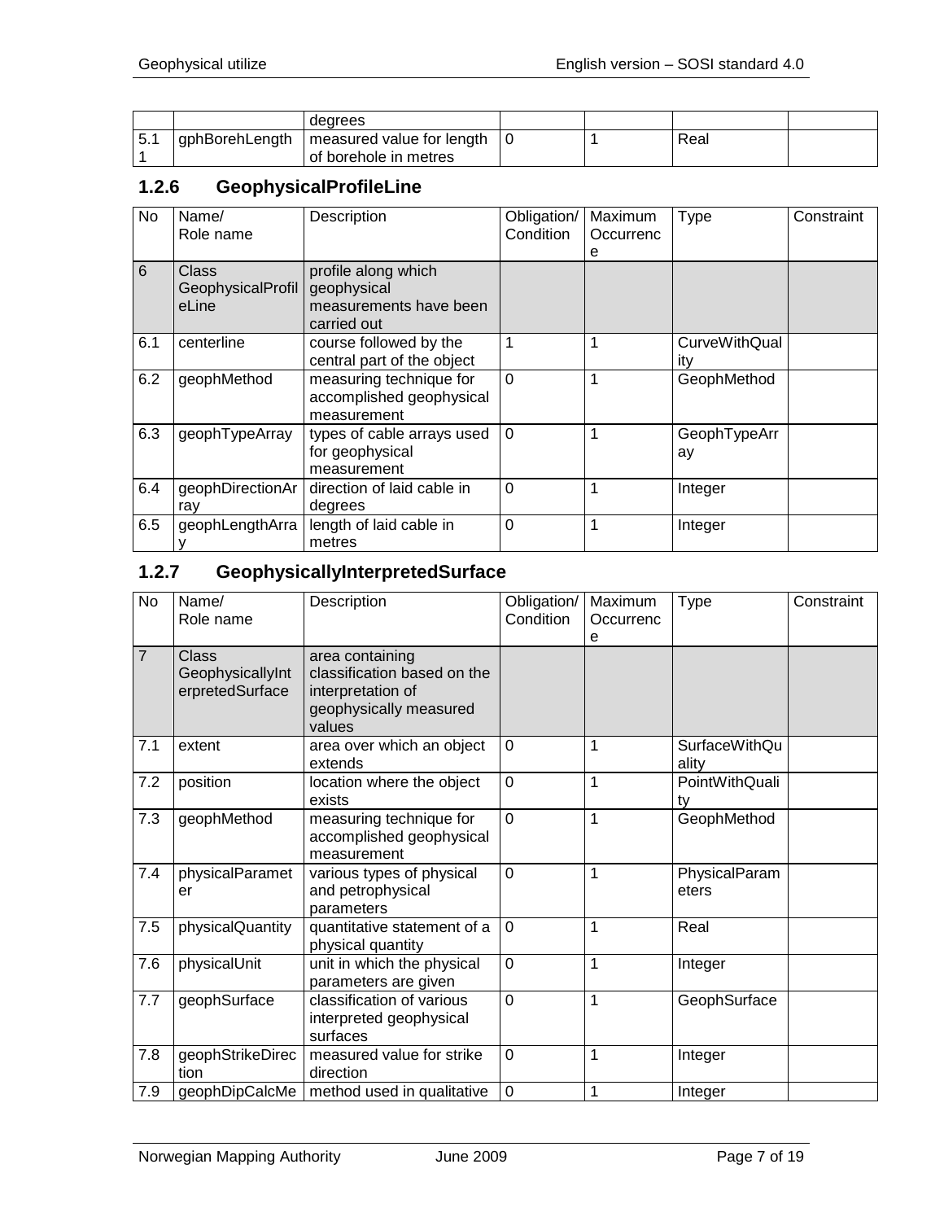|  |  | degrees |  |  |  |  |
| --- | --- | --- | --- | --- | --- | --- |
| 5.11 | gphBorehLength | measured value for length of borehole in metres | 0 | 1 | Real |  |

### 1.2.6 GeophysicalProfileLine

| No | Name/ Role name | Description | Obligation/ Condition | Maximum Occurrence | Type | Constraint |
| --- | --- | --- | --- | --- | --- | --- |
| 6 | Class GeophysicalProfileLine | profile along which geophysical measurements have been carried out |  |  |  |  |
| 6.1 | centerline | course followed by the central part of the object | 1 | 1 | CurveWithQuality |  |
| 6.2 | geophMethod | measuring technique for accomplished geophysical measurement | 0 | 1 | GeophMethod |  |
| 6.3 | geophTypeArray | types of cable arrays used for geophysical measurement | 0 | 1 | GeophTypeArray |  |
| 6.4 | geophDirectionArray | direction of laid cable in degrees | 0 | 1 | Integer |  |
| 6.5 | geophLengthArray | length of laid cable in metres | 0 | 1 | Integer |  |

### 1.2.7 GeophysicallyInterpretedSurface

| No | Name/ Role name | Description | Obligation/ Condition | Maximum Occurrence | Type | Constraint |
| --- | --- | --- | --- | --- | --- | --- |
| 7 | Class GeophysicallyInterpretedSurface | area containing classification based on the interpretation of geophysically measured values |  |  |  |  |
| 7.1 | extent | area over which an object extends | 0 | 1 | SurfaceWithQuality |  |
| 7.2 | position | location where the object exists | 0 | 1 | PointWithQuality |  |
| 7.3 | geophMethod | measuring technique for accomplished geophysical measurement | 0 | 1 | GeophMethod |  |
| 7.4 | physicalParameter | various types of physical and petrophysical parameters | 0 | 1 | PhysicalParameters |  |
| 7.5 | physicalQuantity | quantitative statement of a physical quantity | 0 | 1 | Real |  |
| 7.6 | physicalUnit | unit in which the physical parameters are given | 0 | 1 | Integer |  |
| 7.7 | geophSurface | classification of various interpreted geophysical surfaces | 0 | 1 | GeophSurface |  |
| 7.8 | geophStrikeDirection | measured value for strike direction | 0 | 1 | Integer |  |
| 7.9 | geophDipCalcMe | method used in qualitative | 0 | 1 | Integer |  |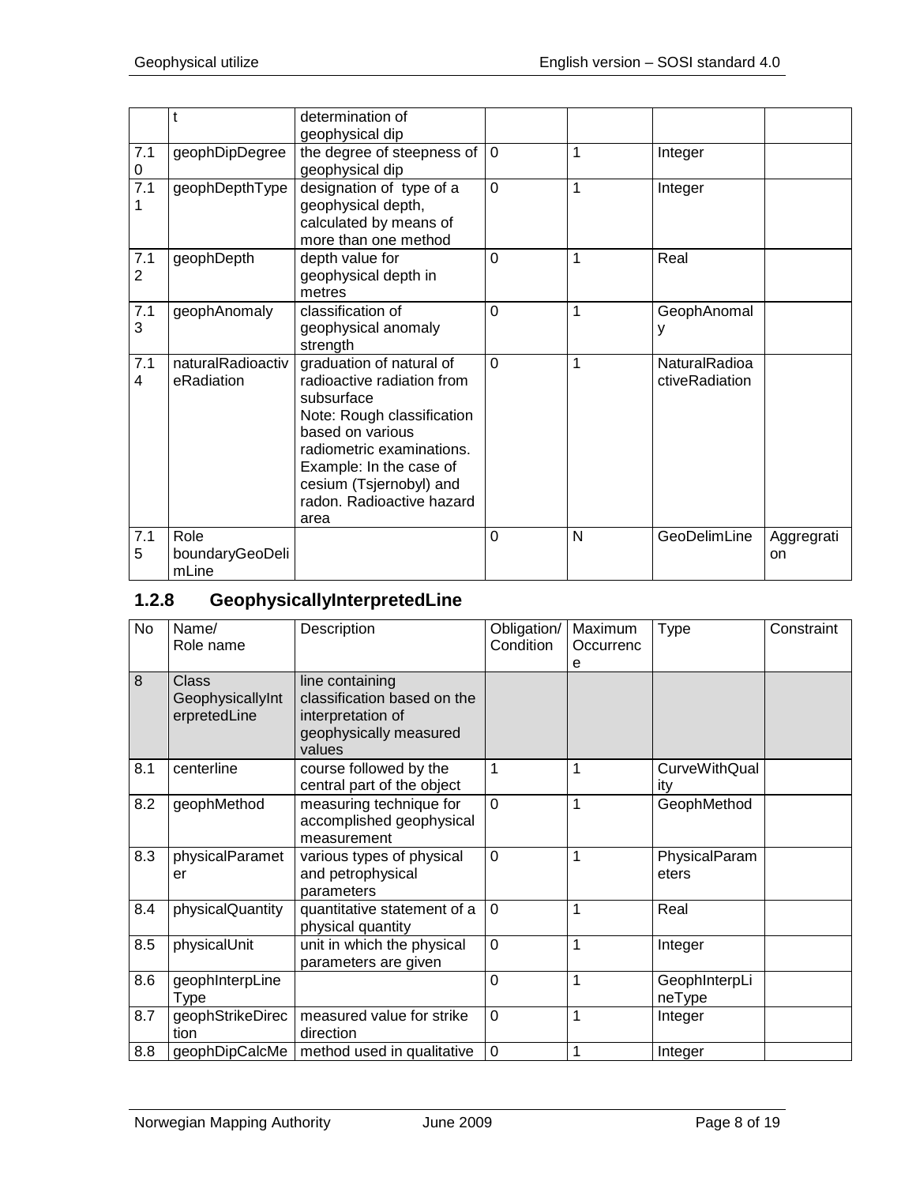| | t | determination of geophysical dip | | | | |
|---|---|---|---|---|---|---|
| 7.10 | geophDipDegree | the degree of steepness of geophysical dip | 0 | 1 | Integer | |
| 7.11 | geophDepthType | designation of type of a geophysical depth, calculated by means of more than one method | 0 | 1 | Integer | |
| 7.12 | geophDepth | depth value for geophysical depth in metres | 0 | 1 | Real | |
| 7.13 | geophAnomaly | classification of geophysical anomaly strength | 0 | 1 | GeophAnomaly | |
| 7.14 | naturalRadioactiveRadiation | graduation of natural of radioactive radiation from subsurface<br>Note: Rough classification based on various radiometric examinations.<br>Example: In the case of cesium (Tsjernobyl) and radon. Radioactive hazard area | 0 | 1 | NaturalRadioactiveRadiation | |
| 7.15 | Role boundaryGeoDelimLine | | 0 | N | GeoDelimLine | Aggregration |

### 1.2.8 GeophysicallyInterpretedLine

| No | Name/ Role name | Description | Obligation/ Condition | Maximum Occurrence | Type | Constraint |
|---|---|---|---|---|---|---|
| 8 | Class GeophysicallyInterpretedLine | line containing classification based on the interpretation of geophysically measured values | | | | |
| 8.1 | centerline | course followed by the central part of the object | 1 | 1 | CurveWithQuality | |
| 8.2 | geophMethod | measuring technique for accomplished geophysical measurement | 0 | 1 | GeophMethod | |
| 8.3 | physicalParameter | various types of physical and petrophysical parameters | 0 | 1 | PhysicalParameters | |
| 8.4 | physicalQuantity | quantitative statement of a physical quantity | 0 | 1 | Real | |
| 8.5 | physicalUnit | unit in which the physical parameters are given | 0 | 1 | Integer | |
| 8.6 | geophInterpLineType | | 0 | 1 | GeophInterpLineType | |
| 8.7 | geophStrikeDirection | measured value for strike direction | 0 | 1 | Integer | |
| 8.8 | geophDipCalcMe | method used in qualitative | 0 | 1 | Integer | |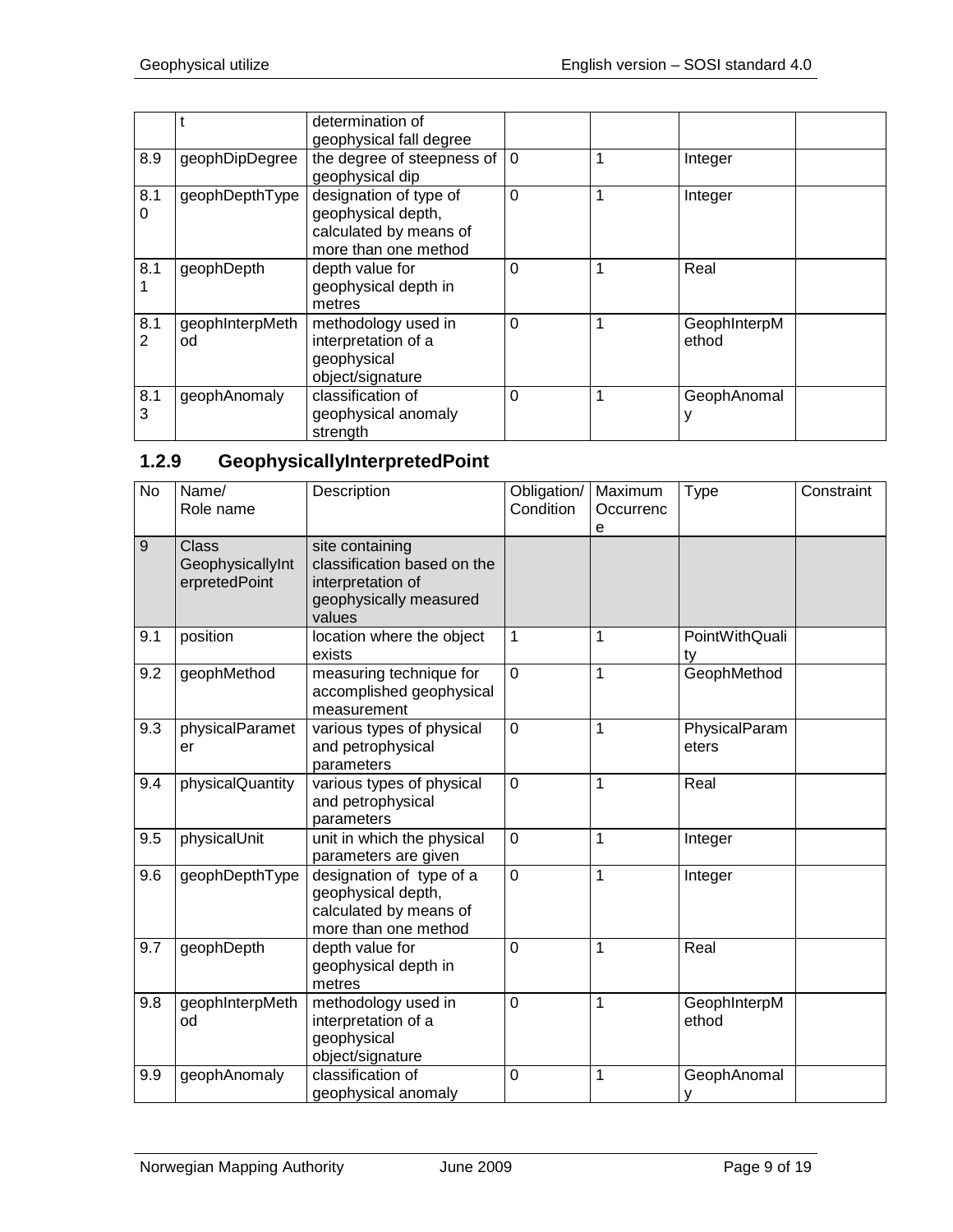| | t | determination of geophysical fall degree | | | | |
|---|---|---|---|---|---|---|
| 8.9 | geophDipDegree | the degree of steepness of geophysical dip | 0 | 1 | Integer | |
| 8.10 | geophDepthType | designation of type of geophysical depth, calculated by means of more than one method | 0 | 1 | Integer | |
| 8.11 | geophDepth | depth value for geophysical depth in metres | 0 | 1 | Real | |
| 8.12 | geophInterpMethod | methodology used in interpretation of a geophysical object/signature | 0 | 1 | GeophInterpMethod | |
| 8.13 | geophAnomaly | classification of geophysical anomaly strength | 0 | 1 | GeophAnomaly | |

### 1.2.9 GeophysicallyInterpretedPoint

| No | Name/ Role name | Description | Obligation/ Condition | Maximum Occurrence | Type | Constraint |
|---|---|---|---|---|---|---|
| 9 | Class GeophysicallyInterpretedPoint | site containing classification based on the interpretation of geophysically measured values | | | | |
| 9.1 | position | location where the object exists | 1 | 1 | PointWithQuality | |
| 9.2 | geophMethod | measuring technique for accomplished geophysical measurement | 0 | 1 | GeophMethod | |
| 9.3 | physicalParameter | various types of physical and petrophysical parameters | 0 | 1 | PhysicalParameters | |
| 9.4 | physicalQuantity | various types of physical and petrophysical parameters | 0 | 1 | Real | |
| 9.5 | physicalUnit | unit in which the physical parameters are given | 0 | 1 | Integer | |
| 9.6 | geophDepthType | designation of type of a geophysical depth, calculated by means of more than one method | 0 | 1 | Integer | |
| 9.7 | geophDepth | depth value for geophysical depth in metres | 0 | 1 | Real | |
| 9.8 | geophInterpMethod | methodology used in interpretation of a geophysical object/signature | 0 | 1 | GeophInterpMethod | |
| 9.9 | geophAnomaly | classification of geophysical anomaly | 0 | 1 | GeophAnomaly | |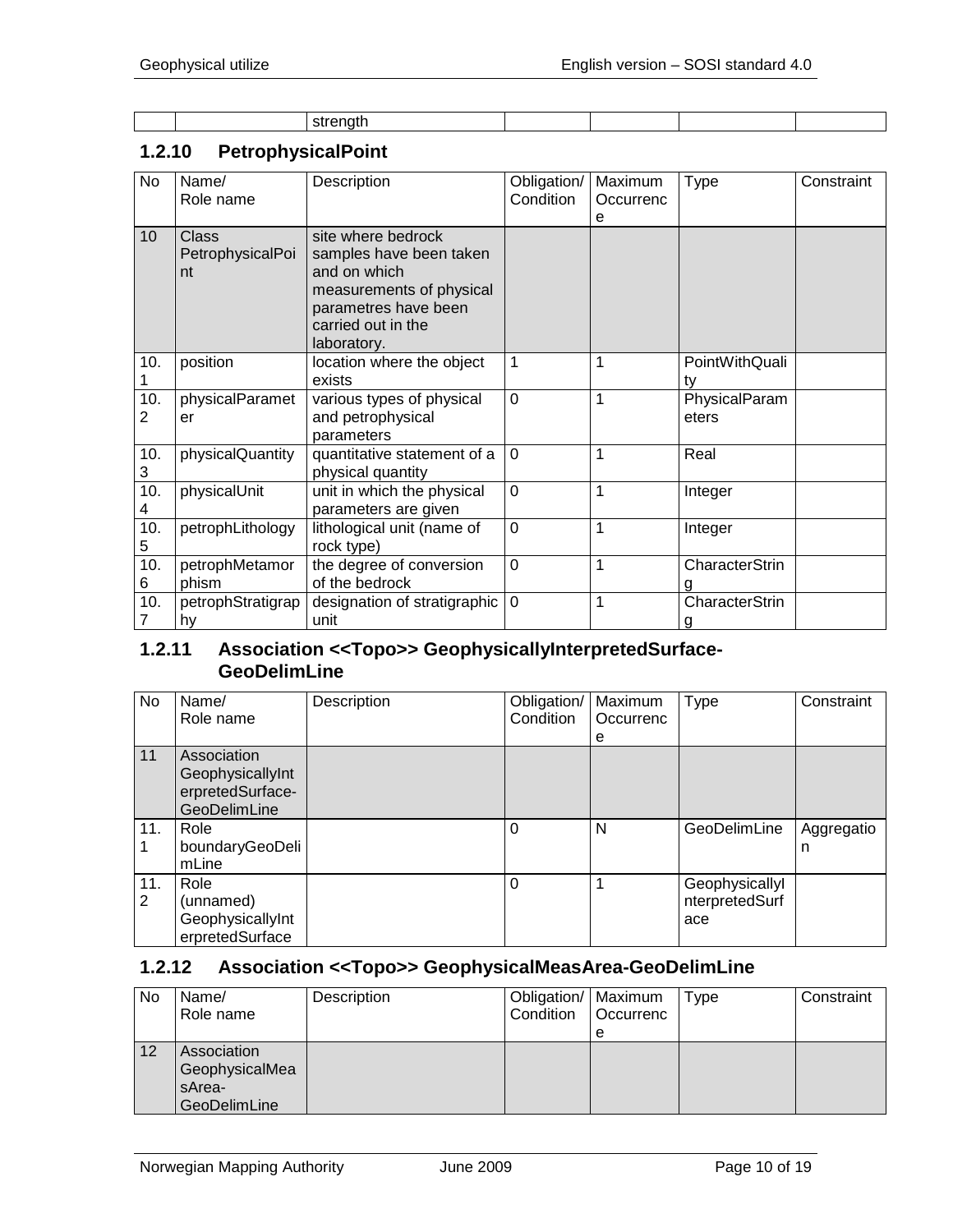| | | strength | | | | |
|---|---|---|---|---|---|---|

### 1.2.10 PetrophysicalPoint

| No | Name/ Role name | Description | Obligation/ Condition | Maximum Occurrence | Type | Constraint |
|---|---|---|---|---|---|---|
| 10 | Class PetrophysicalPoint | site where bedrock samples have been taken and on which measurements of physical parametres have been carried out in the laboratory. | | | | |
| 10.1 | position | location where the object exists | 1 | 1 | PointWithQuality | |
| 10.2 | physicalParameter | various types of physical and petrophysical parameters | 0 | 1 | PhysicalParameters | |
| 10.3 | physicalQuantity | quantitative statement of a physical quantity | 0 | 1 | Real | |
| 10.4 | physicalUnit | unit in which the physical parameters are given | 0 | 1 | Integer | |
| 10.5 | petrophLithology | lithological unit (name of rock type) | 0 | 1 | Integer | |
| 10.6 | petrophMetamorphism | the degree of conversion of the bedrock | 0 | 1 | CharacterString | |
| 10.7 | petrophStratigraphy | designation of stratigraphic unit | 0 | 1 | CharacterString | |

### 1.2.11 Association <<Topo>> GeophysicallyInterpretedSurface-GeoDelimLine

| No | Name/ Role name | Description | Obligation/ Condition | Maximum Occurrence | Type | Constraint |
|---|---|---|---|---|---|---|
| 11 | Association GeophysicallyInterpretedSurface-GeoDelimLine | | | | | |
| 11.1 | Role boundaryGeoDelimLine | | 0 | N | GeoDelimLine | Aggregation |
| 11.2 | Role (unnamed) GeophysicallyInterpretedSurface | | 0 | 1 | GeophysicallyInterpretedSurface | |

### 1.2.12 Association <<Topo>> GeophysicalMeasArea-GeoDelimLine

| No | Name/ Role name | Description | Obligation/ Condition | Maximum Occurrence | Type | Constraint |
|---|---|---|---|---|---|---|
| 12 | Association GeophysicalMeasArea-GeoDelimLine | | | | | |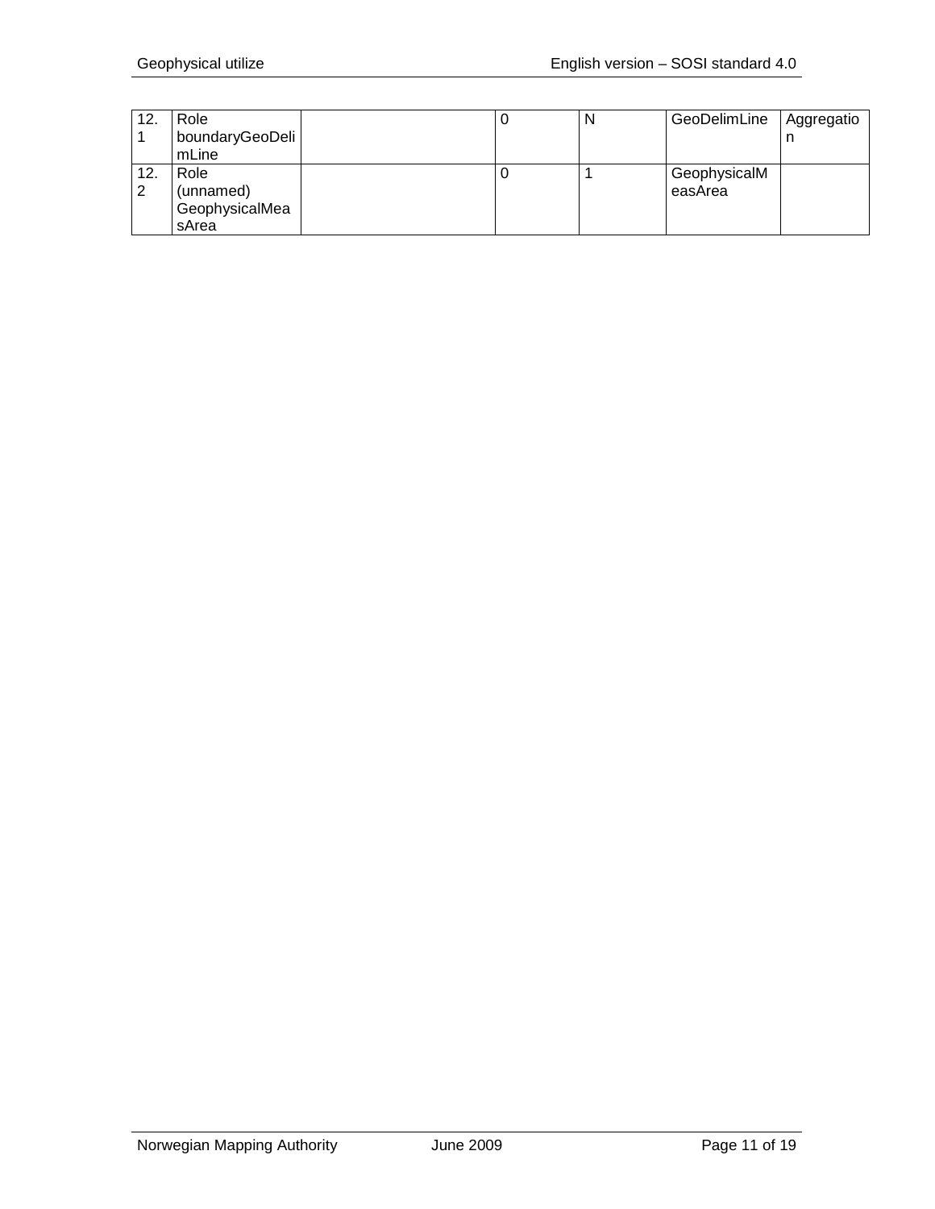| 12.1 | Role boundaryGeoDelimLine | | 0 | N | GeoDelimLine | Aggregation |
|---|---|---|---|---|---|---|
| 12.2 | Role (unnamed) GeophysicalMeasArea | | 0 | 1 | GeophysicalMeasArea | |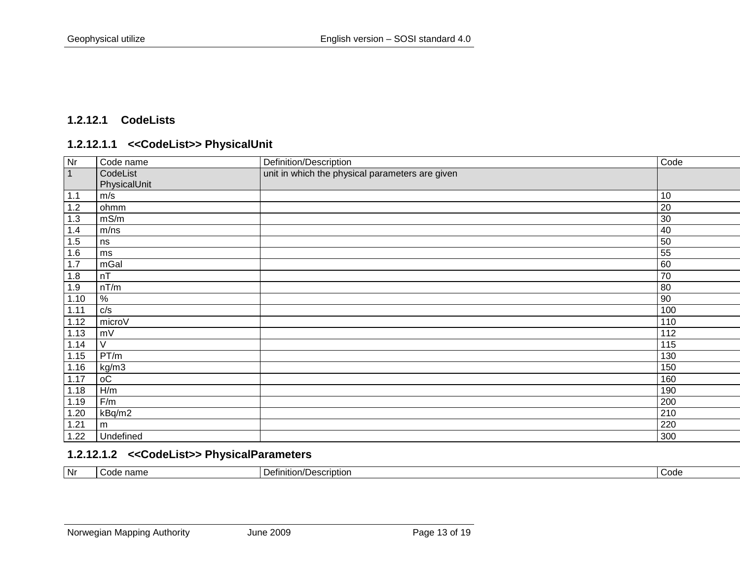#### 1.2.12.1 CodeLists

##### 1.2.12.1.1 <<CodeList>> PhysicalUnit

| Nr | Code name | Definition/Description | Code |
|---|---|---|---|
| 1 | CodeList PhysicalUnit | unit in which the physical parameters are given | |
| 1.1 | m/s | | 10 |
| 1.2 | ohmm | | 20 |
| 1.3 | mS/m | | 30 |
| 1.4 | m/ns | | 40 |
| 1.5 | ns | | 50 |
| 1.6 | ms | | 55 |
| 1.7 | mGal | | 60 |
| 1.8 | nT | | 70 |
| 1.9 | nT/m | | 80 |
| 1.10 | % | | 90 |
| 1.11 | c/s | | 100 |
| 1.12 | microV | | 110 |
| 1.13 | mV | | 112 |
| 1.14 | V | | 115 |
| 1.15 | PT/m | | 130 |
| 1.16 | kg/m3 | | 150 |
| 1.17 | oC | | 160 |
| 1.18 | H/m | | 190 |
| 1.19 | F/m | | 200 |
| 1.20 | kBq/m2 | | 210 |
| 1.21 | m | | 220 |
| 1.22 | Undefined | | 300 |

##### 1.2.12.1.2 <<CodeList>> PhysicalParameters

| Nr | Code name | Definition/Description | Code |
|---|---|---|---|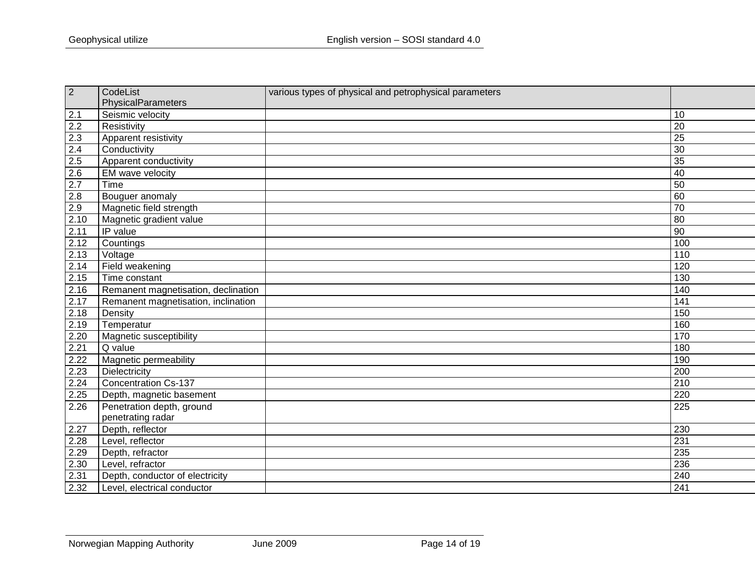| 2 | CodeList PhysicalParameters | various types of physical and petrophysical parameters | |
|---|---|---|---|
| 2.1 | Seismic velocity | | 10 |
| 2.2 | Resistivity | | 20 |
| 2.3 | Apparent resistivity | | 25 |
| 2.4 | Conductivity | | 30 |
| 2.5 | Apparent conductivity | | 35 |
| 2.6 | EM wave velocity | | 40 |
| 2.7 | Time | | 50 |
| 2.8 | Bouguer anomaly | | 60 |
| 2.9 | Magnetic field strength | | 70 |
| 2.10 | Magnetic gradient value | | 80 |
| 2.11 | IP value | | 90 |
| 2.12 | Countings | | 100 |
| 2.13 | Voltage | | 110 |
| 2.14 | Field weakening | | 120 |
| 2.15 | Time constant | | 130 |
| 2.16 | Remanent magnetisation, declination | | 140 |
| 2.17 | Remanent magnetisation, inclination | | 141 |
| 2.18 | Density | | 150 |
| 2.19 | Temperatur | | 160 |
| 2.20 | Magnetic susceptibility | | 170 |
| 2.21 | Q value | | 180 |
| 2.22 | Magnetic permeability | | 190 |
| 2.23 | Dielectricity | | 200 |
| 2.24 | Concentration Cs-137 | | 210 |
| 2.25 | Depth, magnetic basement | | 220 |
| 2.26 | Penetration depth, ground penetrating radar | | 225 |
| 2.27 | Depth, reflector | | 230 |
| 2.28 | Level, reflector | | 231 |
| 2.29 | Depth, refractor | | 235 |
| 2.30 | Level, refractor | | 236 |
| 2.31 | Depth, conductor of electricity | | 240 |
| 2.32 | Level, electrical conductor | | 241 |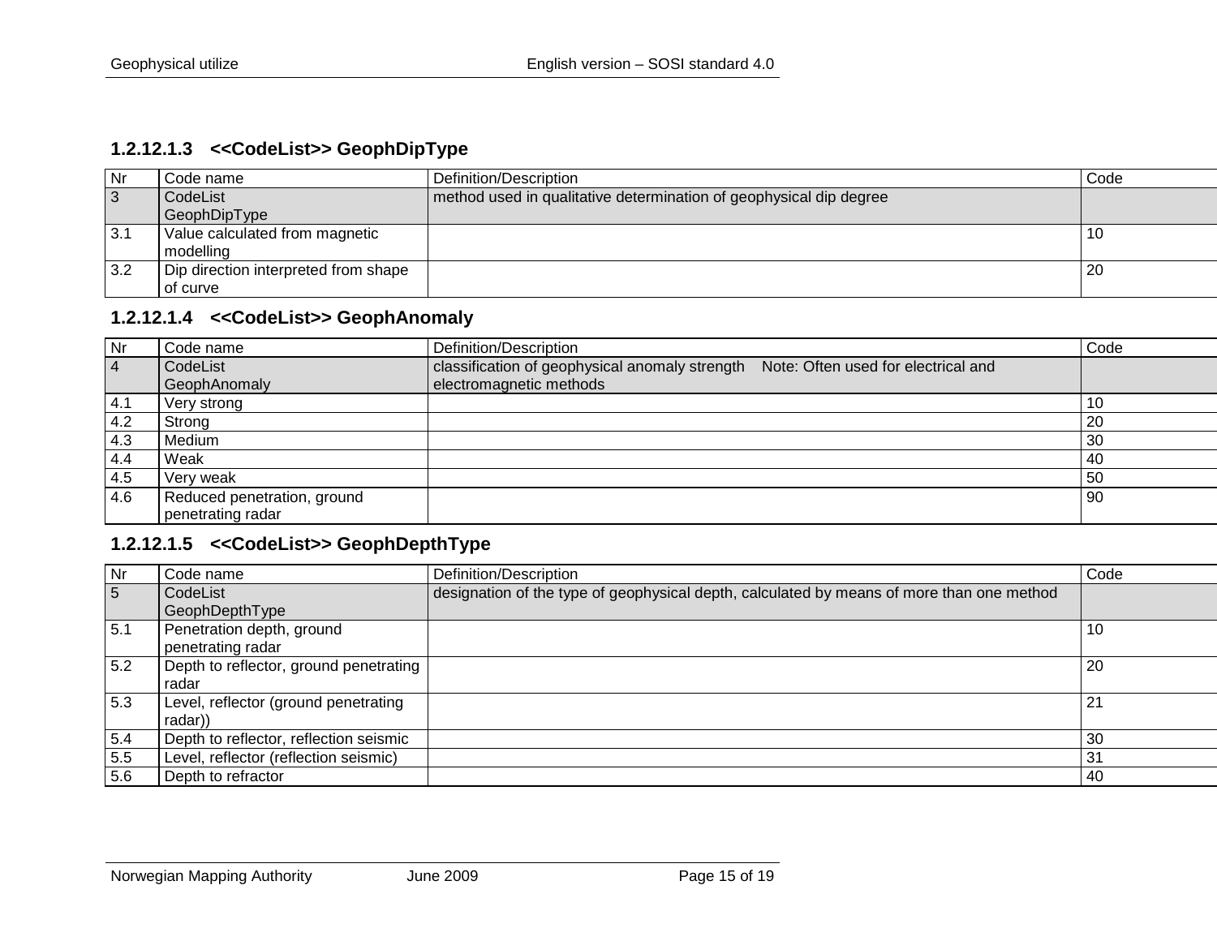#### 1.2.12.1.3 <<CodeList>> GeophDipType

| Nr | Code name | Definition/Description | Code |
|---|---|---|---|
| 3 | CodeList GeophDipType | method used in qualitative determination of geophysical dip degree | |
| 3.1 | Value calculated from magnetic modelling | | 10 |
| 3.2 | Dip direction interpreted from shape of curve | | 20 |

#### 1.2.12.1.4 <<CodeList>> GeophAnomaly

| Nr | Code name | Definition/Description | Code |
|---|---|---|---|
| 4 | CodeList GeophAnomaly | classification of geophysical anomaly strength Note: Often used for electrical and electromagnetic methods | |
| 4.1 | Very strong | | 10 |
| 4.2 | Strong | | 20 |
| 4.3 | Medium | | 30 |
| 4.4 | Weak | | 40 |
| 4.5 | Very weak | | 50 |
| 4.6 | Reduced penetration, ground penetrating radar | | 90 |

#### 1.2.12.1.5 <<CodeList>> GeophDepthType

| Nr | Code name | Definition/Description | Code |
|---|---|---|---|
| 5 | CodeList GeophDepthType | designation of the type of geophysical depth, calculated by means of more than one method | |
| 5.1 | Penetration depth, ground penetrating radar | | 10 |
| 5.2 | Depth to reflector, ground penetrating radar | | 20 |
| 5.3 | Level, reflector (ground penetrating radar)) | | 21 |
| 5.4 | Depth to reflector, reflection seismic | | 30 |
| 5.5 | Level, reflector (reflection seismic) | | 31 |
| 5.6 | Depth to refractor | | 40 |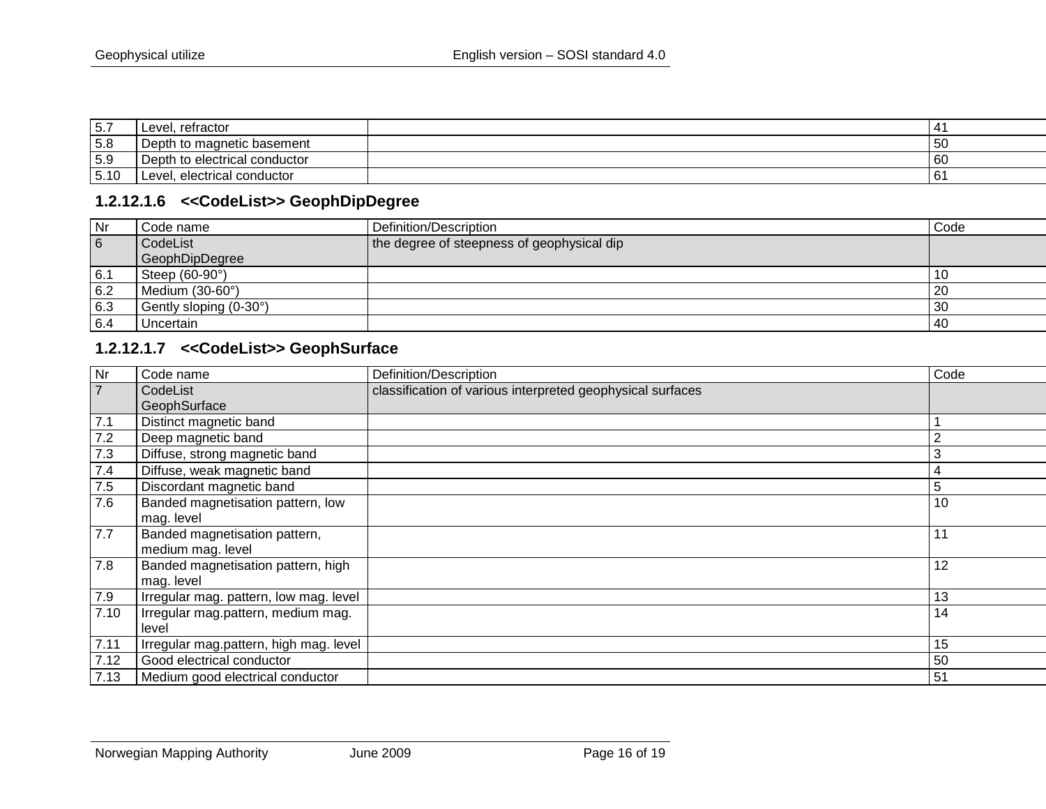| 5.7 | Level, refractor | | 41 |
|---|---|---|---|
| 5.8 | Depth to magnetic basement | | 50 |
| 5.9 | Depth to electrical conductor | | 60 |
| 5.10 | Level, electrical conductor | | 61 |

#### 1.2.12.1.6 <<CodeList>> GeophDipDegree

| Nr | Code name | Definition/Description | Code |
|---|---|---|---|
| 6 | CodeList GeophDipDegree | the degree of steepness of geophysical dip | |
| 6.1 | Steep (60-90°) | | 10 |
| 6.2 | Medium (30-60°) | | 20 |
| 6.3 | Gently sloping (0-30°) | | 30 |
| 6.4 | Uncertain | | 40 |

#### 1.2.12.1.7 <<CodeList>> GeophSurface

| Nr | Code name | Definition/Description | Code |
|---|---|---|---|
| 7 | CodeList GeophSurface | classification of various interpreted geophysical surfaces | |
| 7.1 | Distinct magnetic band | | 1 |
| 7.2 | Deep magnetic band | | 2 |
| 7.3 | Diffuse, strong magnetic band | | 3 |
| 7.4 | Diffuse, weak magnetic band | | 4 |
| 7.5 | Discordant magnetic band | | 5 |
| 7.6 | Banded magnetisation pattern, low mag. level | | 10 |
| 7.7 | Banded magnetisation pattern, medium mag. level | | 11 |
| 7.8 | Banded magnetisation pattern, high mag. level | | 12 |
| 7.9 | Irregular mag. pattern, low mag. level | | 13 |
| 7.10 | Irregular mag.pattern, medium mag. level | | 14 |
| 7.11 | Irregular mag.pattern, high mag. level | | 15 |
| 7.12 | Good electrical conductor | | 50 |
| 7.13 | Medium good electrical conductor | | 51 |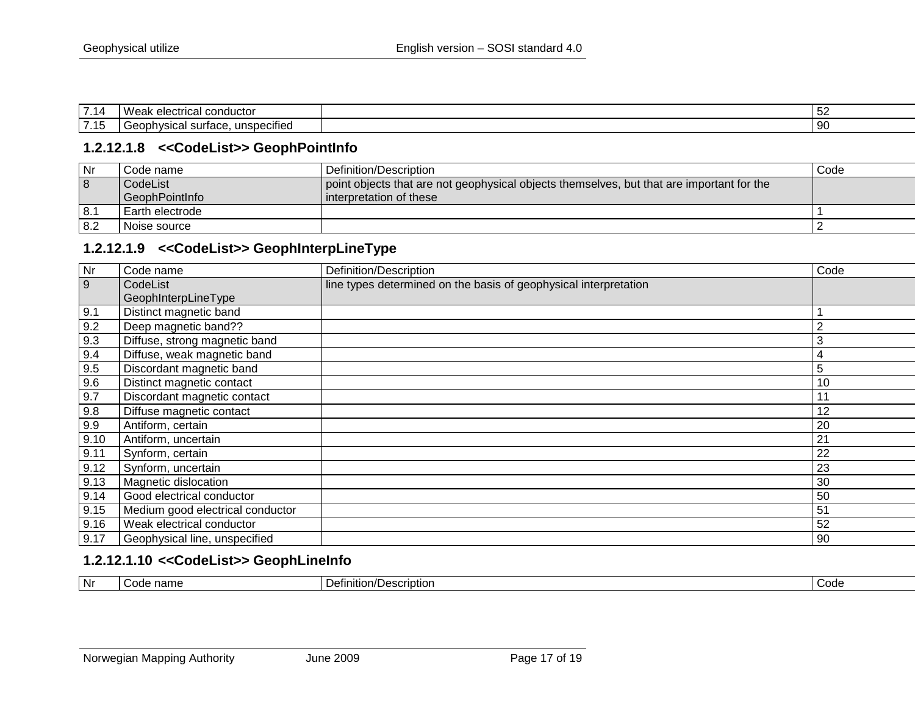| 7.14 | Weak electrical conductor | | 52 |
|---|---|---|---|
| 7.15 | Geophysical surface, unspecified | | 90 |

### 1.2.12.1.8 <<CodeList>> GeophPointInfo

| Nr | Code name | Definition/Description | Code |
|---|---|---|---|
| 8 | CodeList GeophPointInfo | point objects that are not geophysical objects themselves, but that are important for the interpretation of these | |
| 8.1 | Earth electrode | | 1 |
| 8.2 | Noise source | | 2 |

### 1.2.12.1.9 <<CodeList>> GeophInterpLineType

| Nr | Code name | Definition/Description | Code |
|---|---|---|---|
| 9 | CodeList GeophInterpLineType | line types determined on the basis of geophysical interpretation | |
| 9.1 | Distinct magnetic band | | 1 |
| 9.2 | Deep magnetic band?? | | 2 |
| 9.3 | Diffuse, strong magnetic band | | 3 |
| 9.4 | Diffuse, weak magnetic band | | 4 |
| 9.5 | Discordant magnetic band | | 5 |
| 9.6 | Distinct magnetic contact | | 10 |
| 9.7 | Discordant magnetic contact | | 11 |
| 9.8 | Diffuse magnetic contact | | 12 |
| 9.9 | Antiform, certain | | 20 |
| 9.10 | Antiform, uncertain | | 21 |
| 9.11 | Synform, certain | | 22 |
| 9.12 | Synform, uncertain | | 23 |
| 9.13 | Magnetic dislocation | | 30 |
| 9.14 | Good electrical conductor | | 50 |
| 9.15 | Medium good electrical conductor | | 51 |
| 9.16 | Weak electrical conductor | | 52 |
| 9.17 | Geophysical line, unspecified | | 90 |

### 1.2.12.1.10 <<CodeList>> GeophLineInfo

| Nr | Code name | Definition/Description | Code |
|---|---|---|---|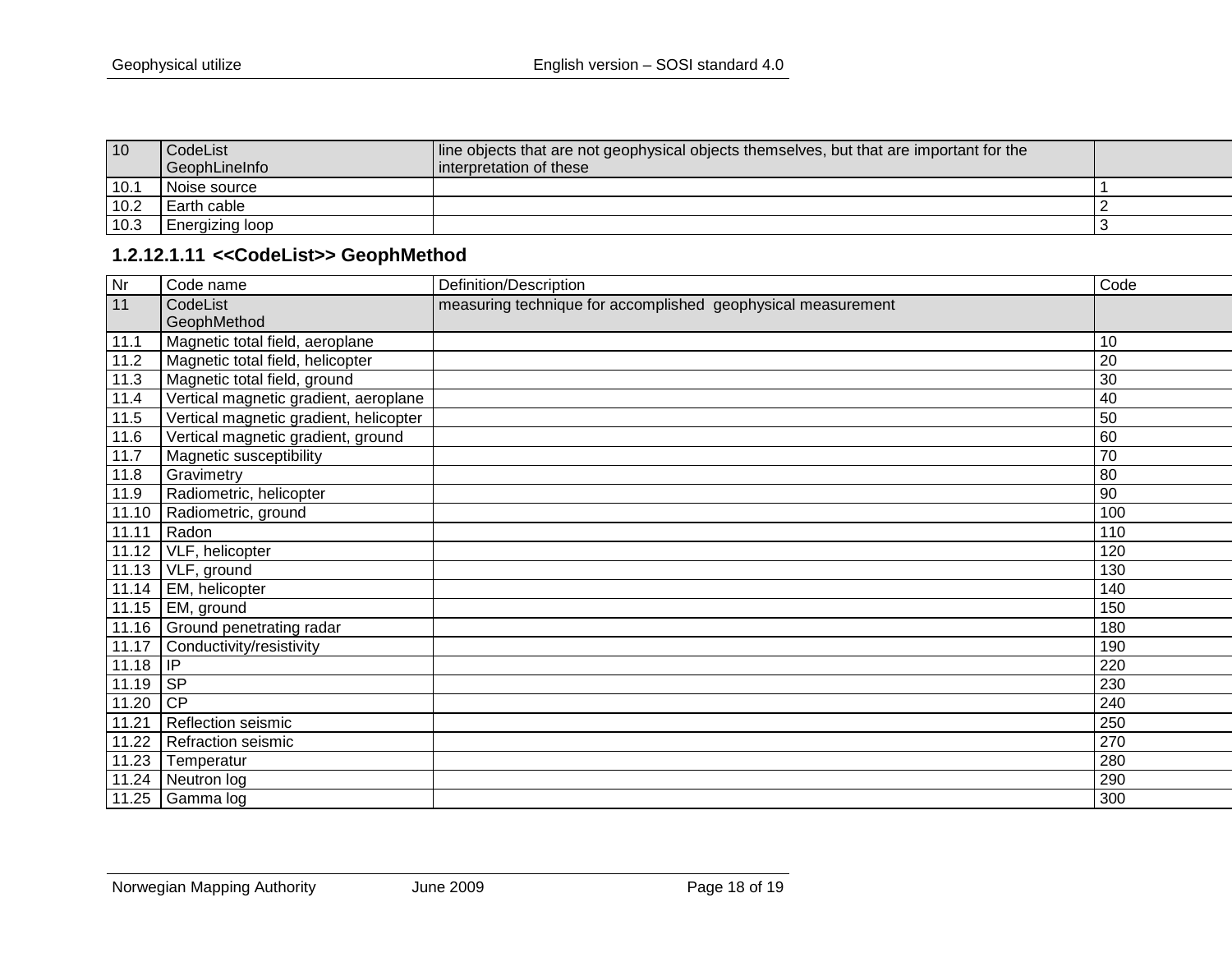| | | | |
|---|---|---|---|
| 10 | CodeList GeophLineInfo | line objects that are not geophysical objects themselves, but that are important for the interpretation of these | |
| 10.1 | Noise source | | 1 |
| 10.2 | Earth cable | | 2 |
| 10.3 | Energizing loop | | 3 |

### 1.2.12.1.11 <<CodeList>> GeophMethod

| Nr | Code name | Definition/Description | Code |
|---|---|---|---|
| 11 | CodeList GeophMethod | measuring technique for accomplished geophysical measurement | |
| 11.1 | Magnetic total field, aeroplane | | 10 |
| 11.2 | Magnetic total field, helicopter | | 20 |
| 11.3 | Magnetic total field, ground | | 30 |
| 11.4 | Vertical magnetic gradient, aeroplane | | 40 |
| 11.5 | Vertical magnetic gradient, helicopter | | 50 |
| 11.6 | Vertical magnetic gradient, ground | | 60 |
| 11.7 | Magnetic susceptibility | | 70 |
| 11.8 | Gravimetry | | 80 |
| 11.9 | Radiometric, helicopter | | 90 |
| 11.10 | Radiometric, ground | | 100 |
| 11.11 | Radon | | 110 |
| 11.12 | VLF, helicopter | | 120 |
| 11.13 | VLF, ground | | 130 |
| 11.14 | EM, helicopter | | 140 |
| 11.15 | EM, ground | | 150 |
| 11.16 | Ground penetrating radar | | 180 |
| 11.17 | Conductivity/resistivity | | 190 |
| 11.18 | IP | | 220 |
| 11.19 | SP | | 230 |
| 11.20 | CP | | 240 |
| 11.21 | Reflection seismic | | 250 |
| 11.22 | Refraction seismic | | 270 |
| 11.23 | Temperatur | | 280 |
| 11.24 | Neutron log | | 290 |
| 11.25 | Gamma log | | 300 |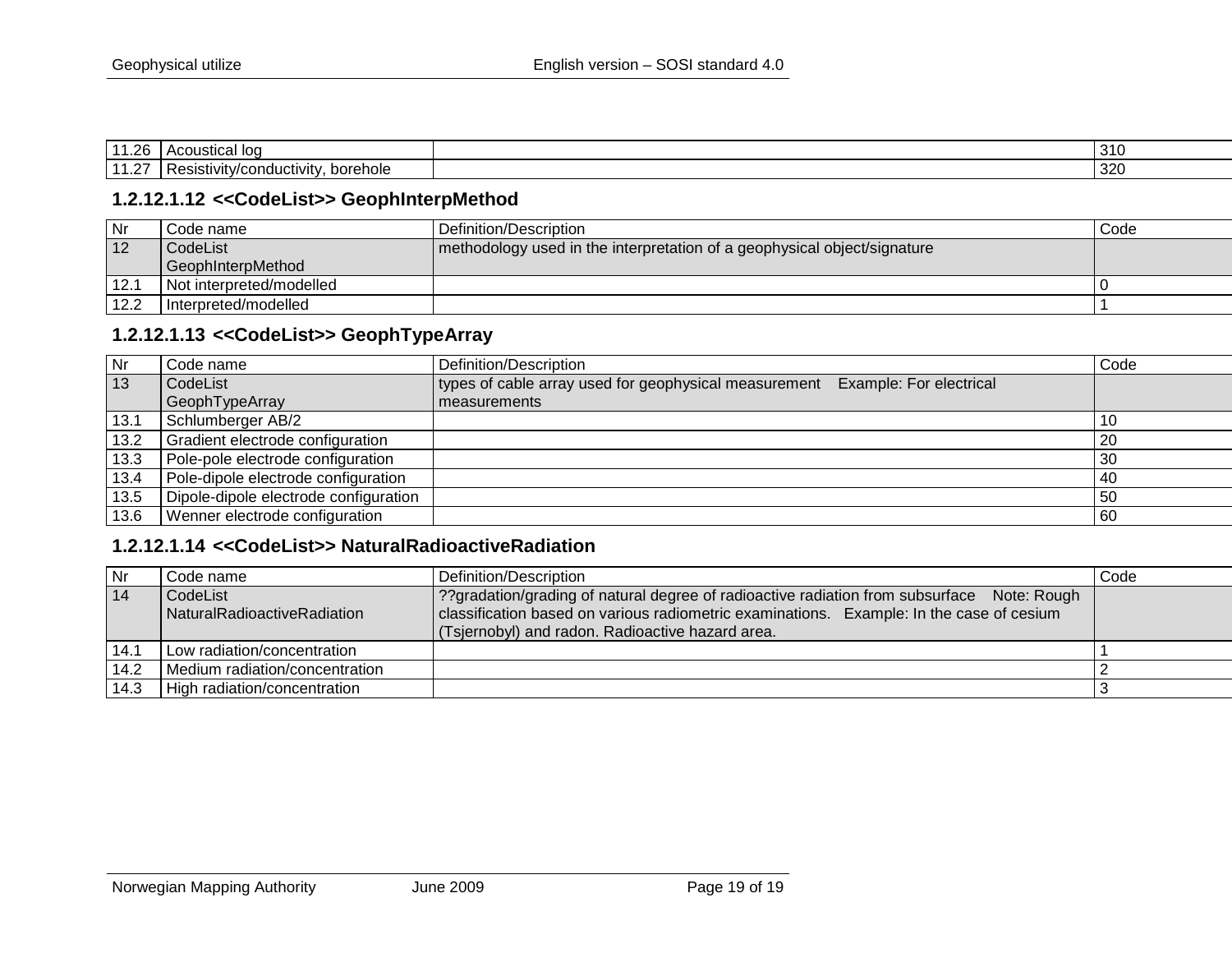| | | | |
|---|---|---|---|
| 11.26 | Acoustical log | | 310 |
| 11.27 | Resistivity/conductivity, borehole | | 320 |

### 1.2.12.1.12 <<CodeList>> GeophInterpMethod

| Nr | Code name | Definition/Description | Code |
|---|---|---|---|
| 12 | CodeList GeophInterpMethod | methodology used in the interpretation of a geophysical object/signature | |
| 12.1 | Not interpreted/modelled | | 0 |
| 12.2 | Interpreted/modelled | | 1 |

### 1.2.12.1.13 <<CodeList>> GeophTypeArray

| Nr | Code name | Definition/Description | Code |
|---|---|---|---|
| 13 | CodeList GeophTypeArray | types of cable array used for geophysical measurement Example: For electrical measurements | |
| 13.1 | Schlumberger AB/2 | | 10 |
| 13.2 | Gradient electrode configuration | | 20 |
| 13.3 | Pole-pole electrode configuration | | 30 |
| 13.4 | Pole-dipole electrode configuration | | 40 |
| 13.5 | Dipole-dipole electrode configuration | | 50 |
| 13.6 | Wenner electrode configuration | | 60 |

### 1.2.12.1.14 <<CodeList>> NaturalRadioactiveRadiation

| Nr | Code name | Definition/Description | Code |
|---|---|---|---|
| 14 | CodeList NaturalRadioactiveRadiation | ??gradation/grading of natural degree of radioactive radiation from subsurface Note: Rough classification based on various radiometric examinations. Example: In the case of cesium (Tsjernobyl) and radon. Radioactive hazard area. | |
| 14.1 | Low radiation/concentration | | 1 |
| 14.2 | Medium radiation/concentration | | 2 |
| 14.3 | High radiation/concentration | | 3 |